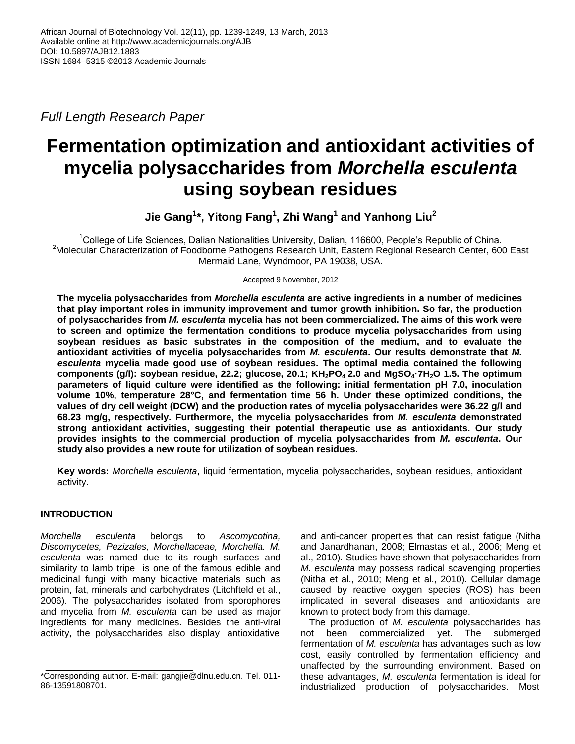*Full Length Research Paper*

# Fermentation optimization and antioxidant activities of mycelia polysaccharides from *Morchella esculenta* using soybean residues

**Jie Gang[1]*, Yitong Fang[1], Zhi Wang[1] and Yanhong Liu[2]**

[1]College of Life Sciences, Dalian Nationalities University, Dalian, 116600, People's Republic of China.
[2]Molecular Characterization of Foodborne Pathogens Research Unit, Eastern Regional Research Center, 600 East Mermaid Lane, Wyndmoor, PA 19038, USA.

Accepted 9 November, 2012

**The mycelia polysaccharides from *Morchella esculenta* are active ingredients in a number of medicines that play important roles in immunity improvement and tumor growth inhibition. So far, the production of polysaccharides from *M. esculenta* mycelia has not been commercialized. The aims of this work were to screen and optimize the fermentation conditions to produce mycelia polysaccharides from using soybean residues as basic substrates in the composition of the medium, and to evaluate the antioxidant activities of mycelia polysaccharides from *M. esculenta*. Our results demonstrate that *M. esculenta* mycelia made good use of soybean residues. The optimal media contained the following components (g/l): soybean residue, 22.2; glucose, 20.1; $KH_2PO_4$ 2.0 and $MgSO_4 \cdot 7H_2O$ 1.5. The optimum parameters of liquid culture were identified as the following: initial fermentation pH 7.0, inoculation volume 10%, temperature 28°C, and fermentation time 56 h. Under these optimized conditions, the values of dry cell weight (DCW) and the production rates of mycelia polysaccharides were 36.22 g/l and 68.23 mg/g, respectively. Furthermore, the mycelia polysaccharides from *M. esculenta* demonstrated strong antioxidant activities, suggesting their potential therapeutic use as antioxidants. Our study provides insights to the commercial production of mycelia polysaccharides from *M. esculenta*. Our study also provides a new route for utilization of soybean residues.**

**Key words:** *Morchella esculenta*, liquid fermentation, mycelia polysaccharides, soybean residues, antioxidant activity.

## INTRODUCTION

*Morchella esculenta* belongs to *Ascomycotina, Discomycetes, Pezizales, Morchellaceae, Morchella. M. esculenta* was named due to its rough surfaces and similarity to lamb tripe is one of the famous edible and medicinal fungi with many bioactive materials such as protein, fat, minerals and carbohydrates (Litchfteld et al., 2006). The polysaccharides isolated from sporophores and mycelia from *M. esculenta* can be used as major ingredients for many medicines. Besides the anti-viral activity, the polysaccharides also display antioxidative and anti-cancer properties that can resist fatigue (Nitha and Janardhanan, 2008; Elmastas et al., 2006; Meng et al., 2010). Studies have shown that polysaccharides from *M. esculenta* may possess radical scavenging properties (Nitha et al., 2010; Meng et al., 2010). Cellular damage caused by reactive oxygen species (ROS) has been implicated in several diseases and antioxidants are known to protect body from this damage.

The production of *M. esculenta* polysaccharides has not been commercialized yet. The submerged fermentation of *M. esculenta* has advantages such as low cost, easily controlled by fermentation efficiency and unaffected by the surrounding environment. Based on these advantages, *M. esculenta* fermentation is ideal for industrialized production of polysaccharides. Most

*Corresponding author. E-mail: gangjie@dlnu.edu.cn. Tel. 011-86-13591808701.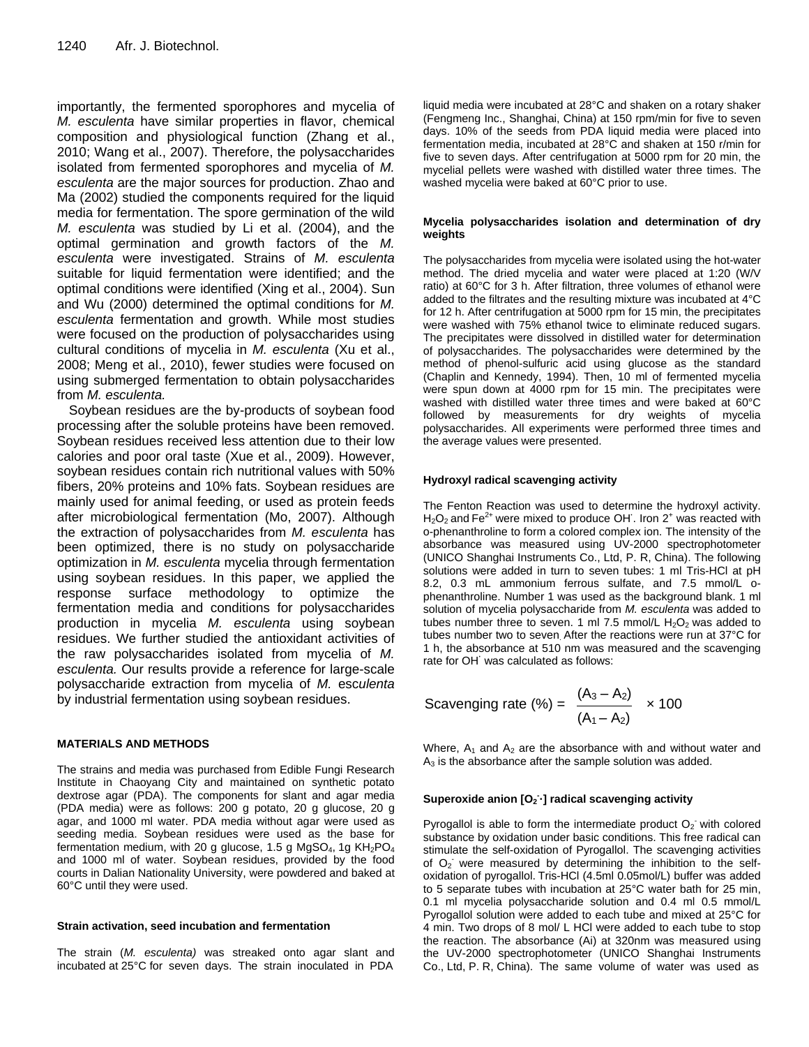importantly, the fermented sporophores and mycelia of *M. esculenta* have similar properties in flavor, chemical composition and physiological function (Zhang et al., 2010; Wang et al., 2007). Therefore, the polysaccharides isolated from fermented sporophores and mycelia of *M. esculenta* are the major sources for production. Zhao and Ma (2002) studied the components required for the liquid media for fermentation. The spore germination of the wild *M. esculenta* was studied by Li et al. (2004), and the optimal germination and growth factors of the *M. esculenta* were investigated. Strains of *M. esculenta* suitable for liquid fermentation were identified; and the optimal conditions were identified (Xing et al., 2004). Sun and Wu (2000) determined the optimal conditions for *M. esculenta* fermentation and growth. While most studies were focused on the production of polysaccharides using cultural conditions of mycelia in *M. esculenta* (Xu et al., 2008; Meng et al., 2010), fewer studies were focused on using submerged fermentation to obtain polysaccharides from *M. esculenta.*

Soybean residues are the by-products of soybean food processing after the soluble proteins have been removed. Soybean residues received less attention due to their low calories and poor oral taste (Xue et al., 2009). However, soybean residues contain rich nutritional values with 50% fibers, 20% proteins and 10% fats. Soybean residues are mainly used for animal feeding, or used as protein feeds after microbiological fermentation (Mo, 2007). Although the extraction of polysaccharides from *M. esculenta* has been optimized, there is no study on polysaccharide optimization in *M. esculenta* mycelia through fermentation using soybean residues. In this paper, we applied the response surface methodology to optimize the fermentation media and conditions for polysaccharides production in mycelia *M. esculenta* using soybean residues. We further studied the antioxidant activities of the raw polysaccharides isolated from mycelia of *M. esculenta.* Our results provide a reference for large-scale polysaccharide extraction from mycelia of *M. esculenta* by industrial fermentation using soybean residues.

## MATERIALS AND METHODS

The strains and media was purchased from Edible Fungi Research Institute in Chaoyang City and maintained on synthetic potato dextrose agar (PDA). The components for slant and agar media (PDA media) were as follows: 200 g potato, 20 g glucose, 20 g agar, and 1000 ml water. PDA media without agar were used as seeding media. Soybean residues were used as the base for fermentation medium, with 20 g glucose, 1.5 g $MgSO_4$, 1g $KH_2PO_4$ and 1000 ml of water. Soybean residues, provided by the food courts in Dalian Nationality University, were powdered and baked at 60°C until they were used.

### Strain activation, seed incubation and fermentation

The strain (*M. esculenta)* was streaked onto agar slant and incubated at 25°C for seven days. The strain inoculated in PDA liquid media were incubated at 28°C and shaken on a rotary shaker (Fengmeng Inc., Shanghai, China) at 150 rpm/min for five to seven days. 10% of the seeds from PDA liquid media were placed into fermentation media, incubated at 28°C and shaken at 150 r/min for five to seven days. After centrifugation at 5000 rpm for 20 min, the mycelial pellets were washed with distilled water three times. The washed mycelia were baked at 60°C prior to use.

### Mycelia polysaccharides isolation and determination of dry weights

The polysaccharides from mycelia were isolated using the hot-water method. The dried mycelia and water were placed at 1:20 (W/V ratio) at 60°C for 3 h. After filtration, three volumes of ethanol were added to the filtrates and the resulting mixture was incubated at 4°C for 12 h. After centrifugation at 5000 rpm for 15 min, the precipitates were washed with 75% ethanol twice to eliminate reduced sugars. The precipitates were dissolved in distilled water for determination of polysaccharides. The polysaccharides were determined by the method of phenol-sulfuric acid using glucose as the standard (Chaplin and Kennedy, 1994). Then, 10 ml of fermented mycelia were spun down at 4000 rpm for 15 min. The precipitates were washed with distilled water three times and were baked at 60°C followed by measurements for dry weights of mycelia polysaccharides. All experiments were performed three times and the average values were presented.

### Hydroxyl radical scavenging activity

The Fenton Reaction was used to determine the hydroxyl activity. $H_2O_2$ and $Fe^{2+}$ were mixed to produce $OH^{\cdot}$. Iron $2^+$ was reacted with o-phenanthroline to form a colored complex ion. The intensity of the absorbance was measured using UV-2000 spectrophotometer (UNICO Shanghai Instruments Co., Ltd, P. R, China). The following solutions were added in turn to seven tubes: 1 ml Tris-HCl at pH 8.2, 0.3 mL ammonium ferrous sulfate, and 7.5 mmol/L o-phenanthroline. Number 1 was used as the background blank. 1 ml solution of mycelia polysaccharide from *M. esculenta* was added to tubes number three to seven. 1 ml 7.5 mmol/L $H_2O_2$ was added to tubes number two to seven. After the reactions were run at 37°C for 1 h, the absorbance at 510 nm was measured and the scavenging rate for $OH^{\cdot}$ was calculated as follows:

$$\text{Scavenging rate (\%)} = \frac{(A_3 - A_2)}{(A_1 - A_2)} \times 100$$

Where, $A_1$ and $A_2$ are the absorbance with and without water and $A_3$ is the absorbance after the sample solution was added.

### Superoxide anion [$O_2^{-}\cdot$] radical scavenging activity

Pyrogallol is able to form the intermediate product $O_2^{-}$ with colored substance by oxidation under basic conditions. This free radical can stimulate the self-oxidation of Pyrogallol. The scavenging activities of $O_2^{-}$ were measured by determining the inhibition to the self-oxidation of pyrogallol. Tris-HCl (4.5ml 0.05mol/L) buffer was added to 5 separate tubes with incubation at 25°C water bath for 25 min, 0.1 ml mycelia polysaccharide solution and 0.4 ml 0.5 mmol/L Pyrogallol solution were added to each tube and mixed at 25°C for 4 min. Two drops of 8 mol/ L HCl were added to each tube to stop the reaction. The absorbance (Ai) at 320nm was measured using the UV-2000 spectrophotometer (UNICO Shanghai Instruments Co., Ltd, P. R, China). The same volume of water was used as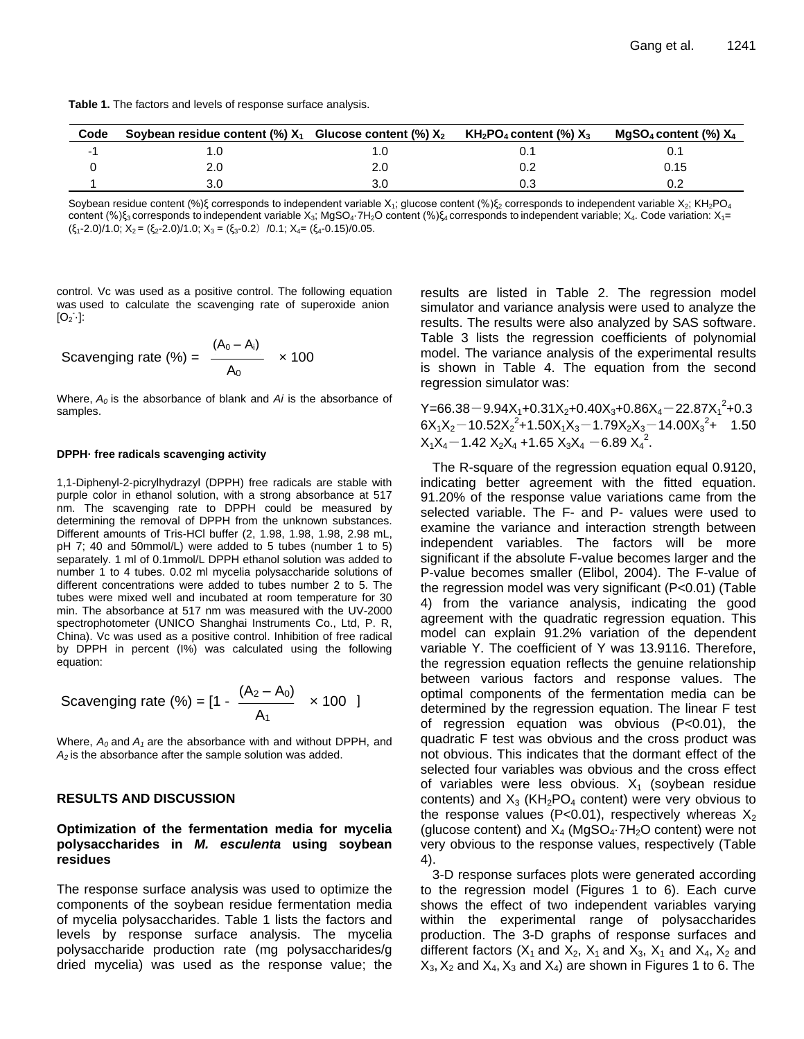**Table 1.** The factors and levels of response surface analysis.

| Code | Soybean residue content (%) $X_1$ | Glucose content (%) $X_2$ | $KH_2PO_4$ content (%) $X_3$ | $MgSO_4$ content (%) $X_4$ |
|---|---|---|---|---|
| -1 | 1.0 | 1.0 | 0.1 | 0.1 |
| 0 | 2.0 | 2.0 | 0.2 | 0.15 |
| 1 | 3.0 | 3.0 | 0.3 | 0.2 |

Soybean residue content (%)$\xi$ corresponds to independent variable $X_1$; glucose content (%)$\xi_2$ corresponds to independent variable $X_2$; $KH_2PO_4$ content (%)$\xi_3$ corresponds to independent variable $X_3$; $MgSO_4{\cdot}7H_2O$ content (%)$\xi_4$ corresponds to independent variable; $X_4$. Code variation: $X_1 = (\xi_1\text{-}2.0)/1.0$; $X_2 = (\xi_2\text{-}2.0)/1.0$; $X_3 = (\xi_3\text{-}0.2)/0.1$; $X_4 = (\xi_4\text{-}0.15)/0.05$.

control. Vc was used as a positive control. The following equation was used to calculate the scavenging rate of superoxide anion [$O_2^{-}\cdot$]:

$$\text{Scavenging rate (\%)} = \frac{(A_0 - A_i)}{A_0} \times 100$$

Where, $A_0$ is the absorbance of blank and $Ai$ is the absorbance of samples.

#### DPPH· free radicals scavenging activity

1,1-Diphenyl-2-picrylhydrazyl (DPPH) free radicals are stable with purple color in ethanol solution, with a strong absorbance at 517 nm. The scavenging rate to DPPH could be measured by determining the removal of DPPH from the unknown substances. Different amounts of Tris-HCl buffer (2, 1.98, 1.98, 1.98, 2.98 mL, pH 7; 40 and 50mmol/L) were added to 5 tubes (number 1 to 5) separately. 1 ml of 0.1mmol/L DPPH ethanol solution was added to number 1 to 4 tubes. 0.02 ml mycelia polysaccharide solutions of different concentrations were added to tubes number 2 to 5. The tubes were mixed well and incubated at room temperature for 30 min. The absorbance at 517 nm was measured with the UV-2000 spectrophotometer (UNICO Shanghai Instruments Co., Ltd, P. R, China). Vc was used as a positive control. Inhibition of free radical by DPPH in percent (I%) was calculated using the following equation:

$$\text{Scavenging rate (\%)} = [1 - \frac{(A_2 - A_0)}{A_1} \times 100 \;]$$

Where, $A_0$ and $A_1$ are the absorbance with and without DPPH, and $A_2$ is the absorbance after the sample solution was added.

## RESULTS AND DISCUSSION

### Optimization of the fermentation media for mycelia polysaccharides in *M. esculenta* using soybean residues

The response surface analysis was used to optimize the components of the soybean residue fermentation media of mycelia polysaccharides. Table 1 lists the factors and levels by response surface analysis. The mycelia polysaccharide production rate (mg polysaccharides/g dried mycelia) was used as the response value; the results are listed in Table 2. The regression model simulator and variance analysis were used to analyze the results. The results were also analyzed by SAS software. Table 3 lists the regression coefficients of polynomial model. The variance analysis of the experimental results is shown in Table 4. The equation from the second regression simulator was:

$$Y=66.38-9.94X_1+0.31X_2+0.40X_3+0.86X_4-22.87X_1^2+0.36X_1X_2-10.52X_2^2+1.50X_1X_3-1.79X_2X_3-14.00X_3^2+1.50X_1X_4-1.42X_2X_4+1.65X_3X_4-6.89X_4^2.$$

The R-square of the regression equation equal 0.9120, indicating better agreement with the fitted equation. 91.20% of the response value variations came from the selected variable. The F- and P- values were used to examine the variance and interaction strength between independent variables. The factors will be more significant if the absolute F-value becomes larger and the P-value becomes smaller (Elibol, 2004). The F-value of the regression model was very significant ($P<0.01$) (Table 4) from the variance analysis, indicating the good agreement with the quadratic regression equation. This model can explain 91.2% variation of the dependent variable Y. The coefficient of Y was 13.9116. Therefore, the regression equation reflects the genuine relationship between various factors and response values. The optimal components of the fermentation media can be determined by the regression equation. The linear F test of regression equation was obvious ($P<0.01$), the quadratic F test was obvious and the cross product was not obvious. This indicates that the dormant effect of the selected four variables was obvious and the cross effect of variables were less obvious. $X_1$ (soybean residue contents) and $X_3$ ($KH_2PO_4$ content) were very obvious to the response values ($P<0.01$), respectively whereas $X_2$ (glucose content) and $X_4$ ($MgSO_4{\cdot}7H_2O$ content) were not very obvious to the response values, respectively (Table 4).

3-D response surfaces plots were generated according to the regression model (Figures 1 to 6). Each curve shows the effect of two independent variables varying within the experimental range of polysaccharides production. The 3-D graphs of response surfaces and different factors ($X_1$ and $X_2$, $X_1$ and $X_3$, $X_1$ and $X_4$, $X_2$ and $X_3$, $X_2$ and $X_4$, $X_3$ and $X_4$) are shown in Figures 1 to 6. The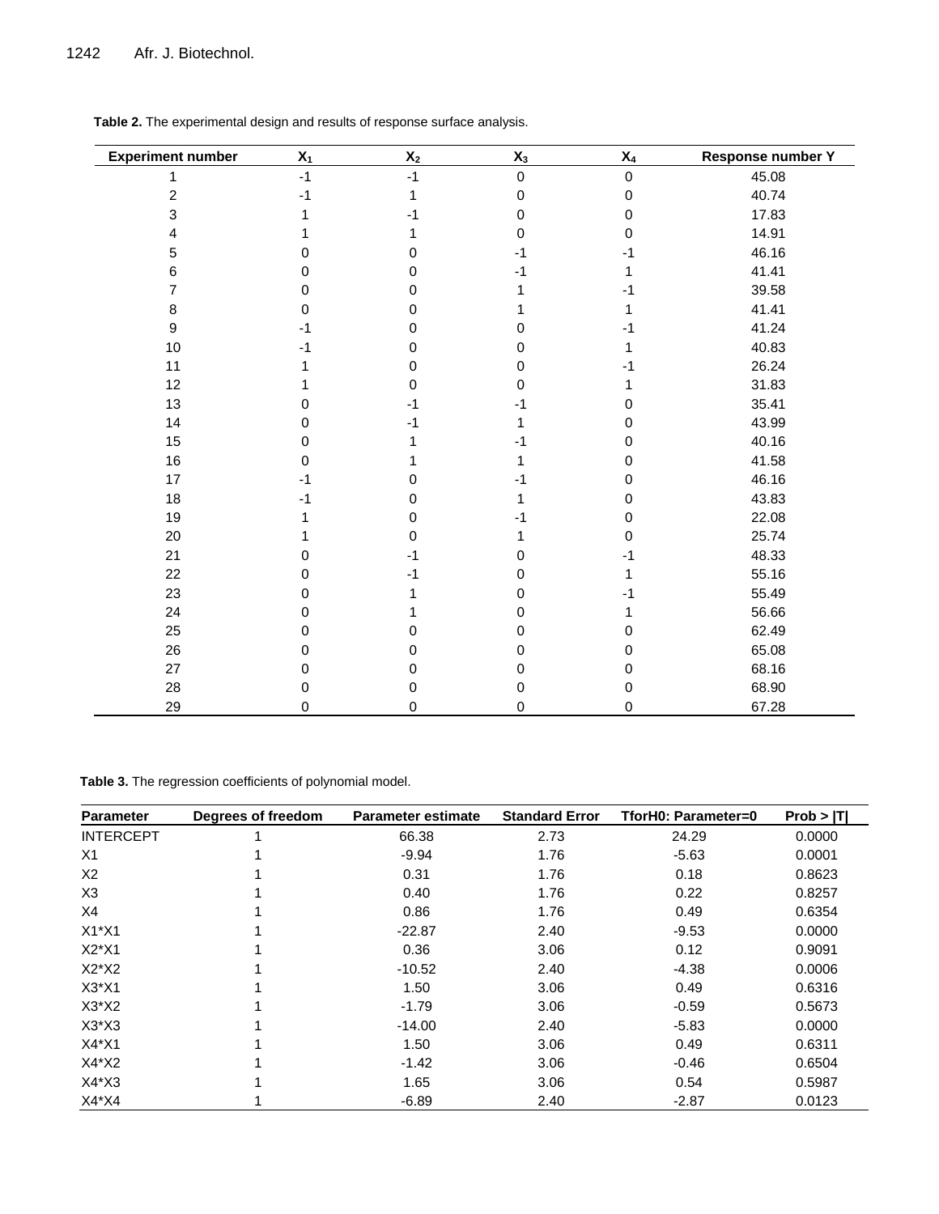**Table 2.** The experimental design and results of response surface analysis.

| Experiment number | $X_1$ | $X_2$ | $X_3$ | $X_4$ | Response number Y |
|---|---|---|---|---|---|
| 1 | -1 | -1 | 0 | 0 | 45.08 |
| 2 | -1 | 1 | 0 | 0 | 40.74 |
| 3 | 1 | -1 | 0 | 0 | 17.83 |
| 4 | 1 | 1 | 0 | 0 | 14.91 |
| 5 | 0 | 0 | -1 | -1 | 46.16 |
| 6 | 0 | 0 | -1 | 1 | 41.41 |
| 7 | 0 | 0 | 1 | -1 | 39.58 |
| 8 | 0 | 0 | 1 | 1 | 41.41 |
| 9 | -1 | 0 | 0 | -1 | 41.24 |
| 10 | -1 | 0 | 0 | 1 | 40.83 |
| 11 | 1 | 0 | 0 | -1 | 26.24 |
| 12 | 1 | 0 | 0 | 1 | 31.83 |
| 13 | 0 | -1 | -1 | 0 | 35.41 |
| 14 | 0 | -1 | 1 | 0 | 43.99 |
| 15 | 0 | 1 | -1 | 0 | 40.16 |
| 16 | 0 | 1 | 1 | 0 | 41.58 |
| 17 | -1 | 0 | -1 | 0 | 46.16 |
| 18 | -1 | 0 | 1 | 0 | 43.83 |
| 19 | 1 | 0 | -1 | 0 | 22.08 |
| 20 | 1 | 0 | 1 | 0 | 25.74 |
| 21 | 0 | -1 | 0 | -1 | 48.33 |
| 22 | 0 | -1 | 0 | 1 | 55.16 |
| 23 | 0 | 1 | 0 | -1 | 55.49 |
| 24 | 0 | 1 | 0 | 1 | 56.66 |
| 25 | 0 | 0 | 0 | 0 | 62.49 |
| 26 | 0 | 0 | 0 | 0 | 65.08 |
| 27 | 0 | 0 | 0 | 0 | 68.16 |
| 28 | 0 | 0 | 0 | 0 | 68.90 |
| 29 | 0 | 0 | 0 | 0 | 67.28 |

**Table 3.** The regression coefficients of polynomial model.

| Parameter | Degrees of freedom | Parameter estimate | Standard Error | TforH0: Parameter=0 | Prob > \|T\| |
|---|---|---|---|---|---|
| INTERCEPT | 1 | 66.38 | 2.73 | 24.29 | 0.0000 |
| X1 | 1 | -9.94 | 1.76 | -5.63 | 0.0001 |
| X2 | 1 | 0.31 | 1.76 | 0.18 | 0.8623 |
| X3 | 1 | 0.40 | 1.76 | 0.22 | 0.8257 |
| X4 | 1 | 0.86 | 1.76 | 0.49 | 0.6354 |
| X1*X1 | 1 | -22.87 | 2.40 | -9.53 | 0.0000 |
| X2*X1 | 1 | 0.36 | 3.06 | 0.12 | 0.9091 |
| X2*X2 | 1 | -10.52 | 2.40 | -4.38 | 0.0006 |
| X3*X1 | 1 | 1.50 | 3.06 | 0.49 | 0.6316 |
| X3*X2 | 1 | -1.79 | 3.06 | -0.59 | 0.5673 |
| X3*X3 | 1 | -14.00 | 2.40 | -5.83 | 0.0000 |
| X4*X1 | 1 | 1.50 | 3.06 | 0.49 | 0.6311 |
| X4*X2 | 1 | -1.42 | 3.06 | -0.46 | 0.6504 |
| X4*X3 | 1 | 1.65 | 3.06 | 0.54 | 0.5987 |
| X4*X4 | 1 | -6.89 | 2.40 | -2.87 | 0.0123 |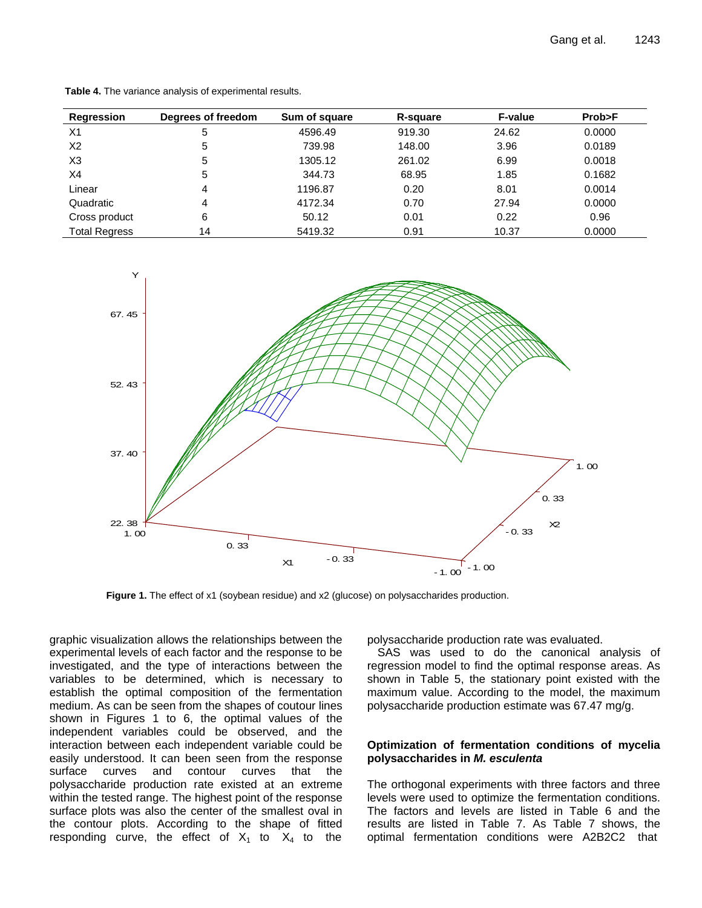**Table 4.** The variance analysis of experimental results.

| Regression | Degrees of freedom | Sum of square | R-square | F-value | Prob>F |
|---|---|---|---|---|---|
| X1 | 5 | 4596.49 | 919.30 | 24.62 | 0.0000 |
| X2 | 5 | 739.98 | 148.00 | 3.96 | 0.0189 |
| X3 | 5 | 1305.12 | 261.02 | 6.99 | 0.0018 |
| X4 | 5 | 344.73 | 68.95 | 1.85 | 0.1682 |
| Linear | 4 | 1196.87 | 0.20 | 8.01 | 0.0014 |
| Quadratic | 4 | 4172.34 | 0.70 | 27.94 | 0.0000 |
| Cross product | 6 | 50.12 | 0.01 | 0.22 | 0.96 |
| Total Regress | 14 | 5419.32 | 0.91 | 10.37 | 0.0000 |

**Figure 1.** The effect of x1 (soybean residue) and x2 (glucose) on polysaccharides production.

graphic visualization allows the relationships between the experimental levels of each factor and the response to be investigated, and the type of interactions between the variables to be determined, which is necessary to establish the optimal composition of the fermentation medium. As can be seen from the shapes of coutour lines shown in Figures 1 to 6, the optimal values of the independent variables could be observed, and the interaction between each independent variable could be easily understood. It can been seen from the response surface curves and contour curves that the polysaccharide production rate existed at an extreme within the tested range. The highest point of the response surface plots was also the center of the smallest oval in the contour plots. According to the shape of fitted responding curve, the effect of $X_1$ to $X_4$ to the polysaccharide production rate was evaluated.

SAS was used to do the canonical analysis of regression model to find the optimal response areas. As shown in Table 5, the stationary point existed with the maximum value. According to the model, the maximum polysaccharide production estimate was 67.47 mg/g.

## Optimization of fermentation conditions of mycelia polysaccharides in *M. esculenta*

The orthogonal experiments with three factors and three levels were used to optimize the fermentation conditions. The factors and levels are listed in Table 6 and the results are listed in Table 7. As Table 7 shows, the optimal fermentation conditions were A2B2C2 that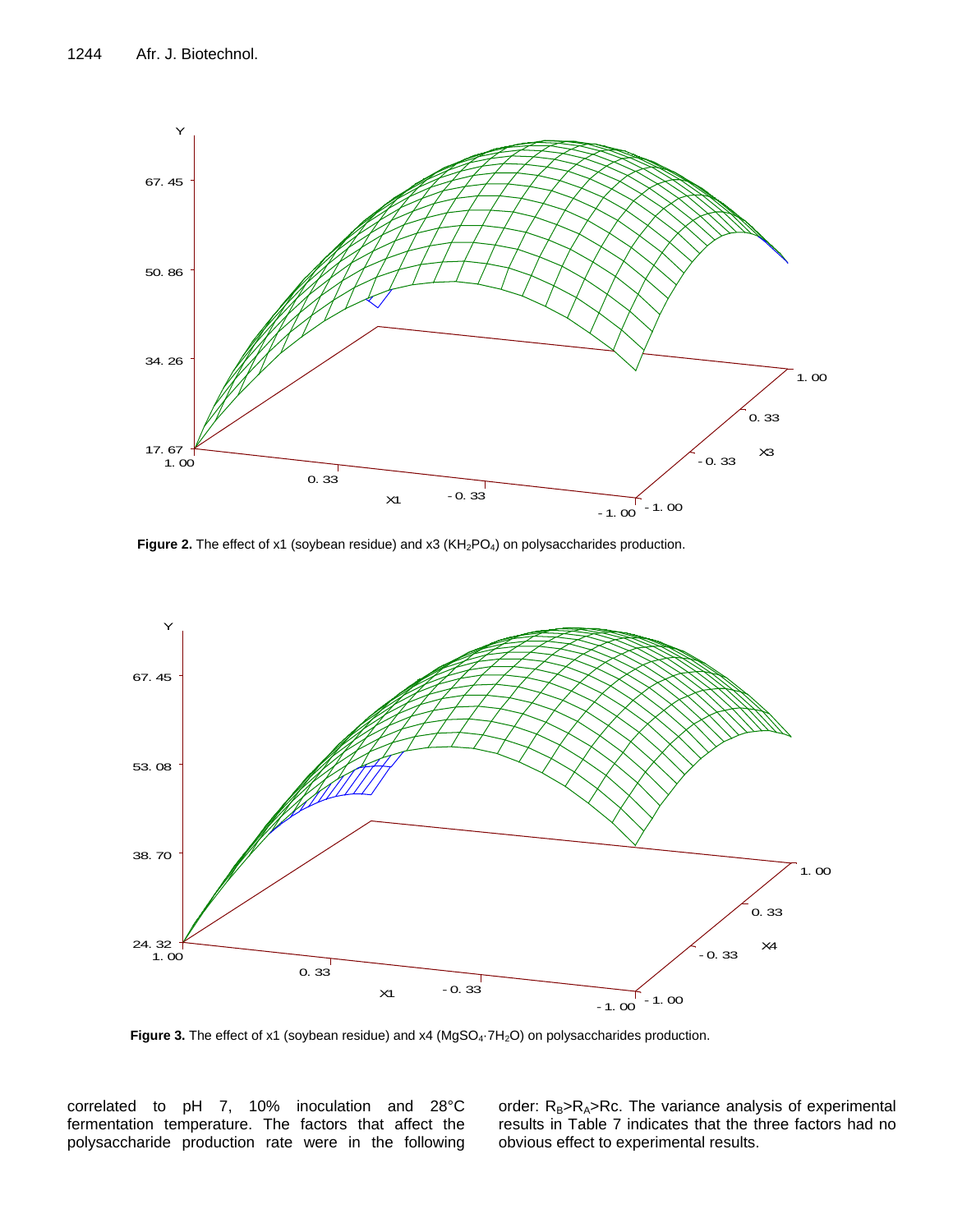**Figure 2.** The effect of x1 (soybean residue) and x3 ($KH_2PO_4$) on polysaccharides production.

**Figure 3.** The effect of x1 (soybean residue) and x4 ($MgSO_4 \cdot 7H_2O$) on polysaccharides production.

correlated to pH 7, 10% inoculation and 28°C fermentation temperature. The factors that affect the polysaccharide production rate were in the following order: $R_B$>$R_A$>Rc. The variance analysis of experimental results in Table 7 indicates that the three factors had no obvious effect to experimental results.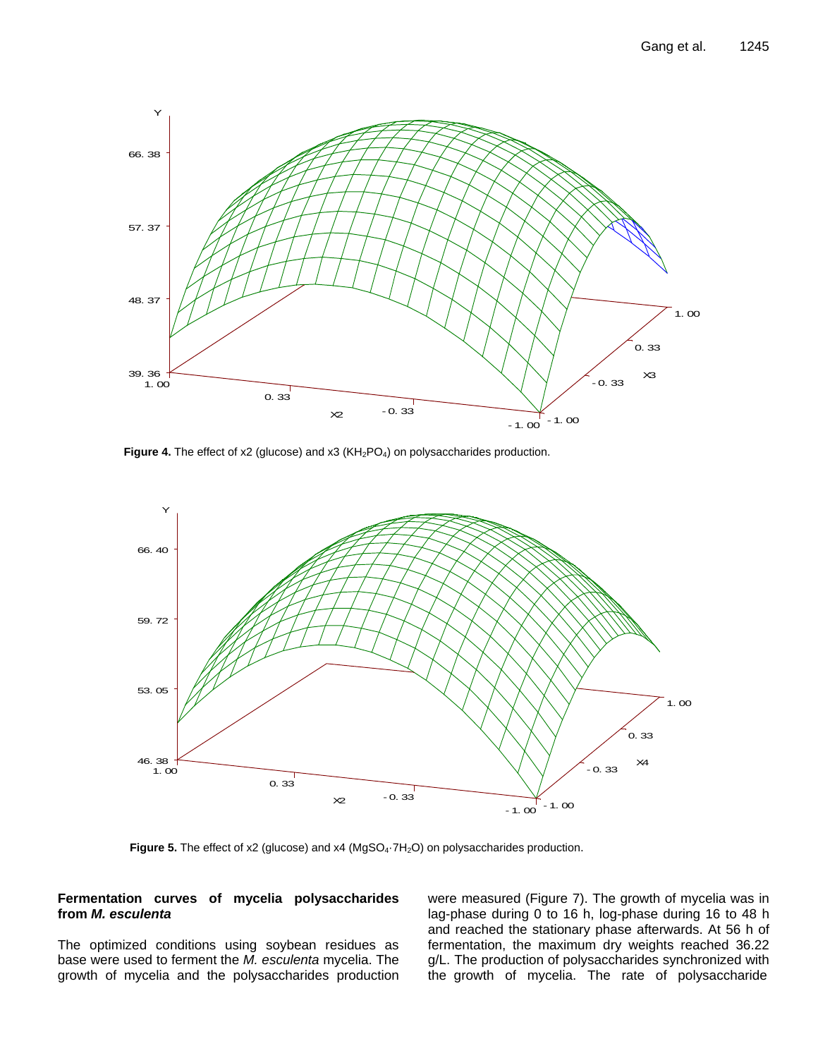**Figure 4.** The effect of x2 (glucose) and x3 ($KH_2PO_4$) on polysaccharides production.

**Figure 5.** The effect of x2 (glucose) and x4 ($MgSO_4 \cdot 7H_2O$) on polysaccharides production.

### Fermentation curves of mycelia polysaccharides from *M. esculenta*

The optimized conditions using soybean residues as base were used to ferment the *M. esculenta* mycelia. The growth of mycelia and the polysaccharides production were measured (Figure 7). The growth of mycelia was in lag-phase during 0 to 16 h, log-phase during 16 to 48 h and reached the stationary phase afterwards. At 56 h of fermentation, the maximum dry weights reached 36.22 g/L. The production of polysaccharides synchronized with the growth of mycelia. The rate of polysaccharide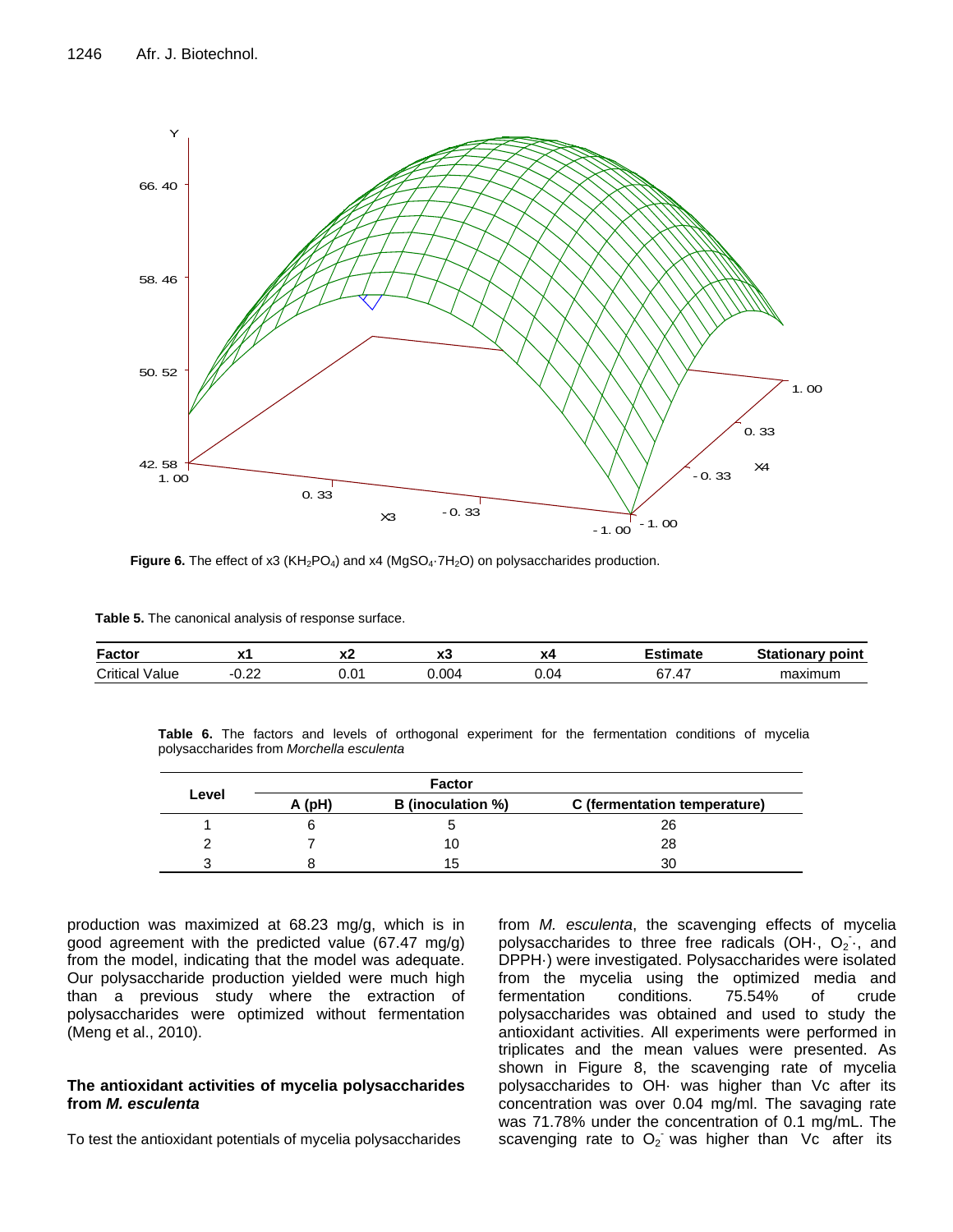Figure 6. The effect of x3 ($KH_2PO_4$) and x4 ($MgSO_4 \cdot 7H_2O$) on polysaccharides production.

**Table 5.** The canonical analysis of response surface.

| Factor | x1 | x2 | x3 | x4 | Estimate | Stationary point |
|---|---|---|---|---|---|---|
| Critical Value | -0.22 | 0.01 | 0.004 | 0.04 | 67.47 | maximum |

**Table 6.** The factors and levels of orthogonal experiment for the fermentation conditions of mycelia polysaccharides from *Morchella esculenta*

| Level | Factor | | |
|---|---|---|---|
| | A (pH) | B (inoculation %) | C (fermentation temperature) |
| 1 | 6 | 5 | 26 |
| 2 | 7 | 10 | 28 |
| 3 | 8 | 15 | 30 |

production was maximized at 68.23 mg/g, which is in good agreement with the predicted value (67.47 mg/g) from the model, indicating that the model was adequate. Our polysaccharide production yielded were much high than a previous study where the extraction of polysaccharides were optimized without fermentation (Meng et al., 2010).

## The antioxidant activities of mycelia polysaccharides from *M. esculenta*

To test the antioxidant potentials of mycelia polysaccharides from *M. esculenta*, the scavenging effects of mycelia polysaccharides to three free radicals (OH·, $O_2^-$·, and DPPH·) were investigated. Polysaccharides were isolated from the mycelia using the optimized media and fermentation conditions. 75.54% of crude polysaccharides was obtained and used to study the antioxidant activities. All experiments were performed in triplicates and the mean values were presented. As shown in Figure 8, the scavenging rate of mycelia polysaccharides to OH· was higher than Vc after its concentration was over 0.04 mg/ml. The savaging rate was 71.78% under the concentration of 0.1 mg/mL. The scavenging rate to $O_2^-$ was higher than Vc after its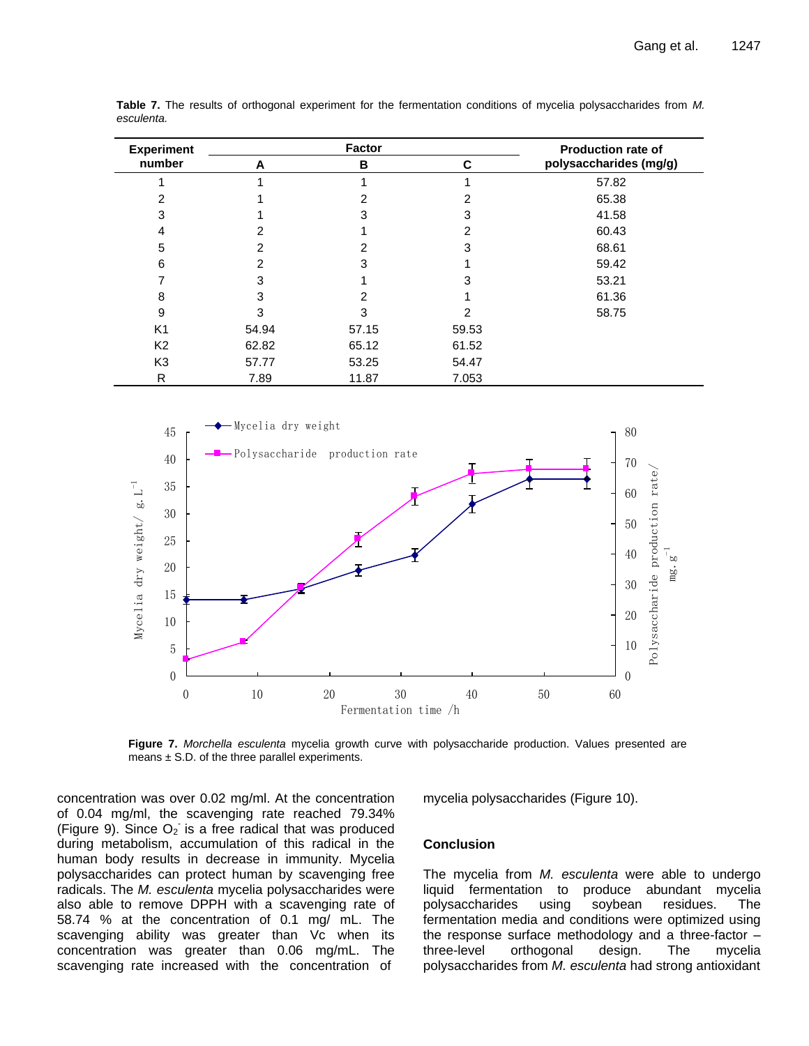**Table 7.** The results of orthogonal experiment for the fermentation conditions of mycelia polysaccharides from *M. esculenta.*

| Experiment number | Factor | | | Production rate of polysaccharides (mg/g) |
|---|---|---|---|---|
| | A | B | C | |
| 1 | 1 | 1 | 1 | 57.82 |
| 2 | 1 | 2 | 2 | 65.38 |
| 3 | 1 | 3 | 3 | 41.58 |
| 4 | 2 | 1 | 2 | 60.43 |
| 5 | 2 | 2 | 3 | 68.61 |
| 6 | 2 | 3 | 1 | 59.42 |
| 7 | 3 | 1 | 3 | 53.21 |
| 8 | 3 | 2 | 1 | 61.36 |
| 9 | 3 | 3 | 2 | 58.75 |
| K1 | 54.94 | 57.15 | 59.53 | |
| K2 | 62.82 | 65.12 | 61.52 | |
| K3 | 57.77 | 53.25 | 54.47 | |
| R | 7.89 | 11.87 | 7.053 | |

**Figure 7.** *Morchella esculenta* mycelia growth curve with polysaccharide production. Values presented are means ± S.D. of the three parallel experiments.

concentration was over 0.02 mg/ml. At the concentration of 0.04 mg/ml, the scavenging rate reached 79.34% (Figure 9). Since $O_2^-$ is a free radical that was produced during metabolism, accumulation of this radical in the human body results in decrease in immunity. Mycelia polysaccharides can protect human by scavenging free radicals. The *M. esculenta* mycelia polysaccharides were also able to remove DPPH with a scavenging rate of 58.74 % at the concentration of 0.1 mg/ mL. The scavenging ability was greater than Vc when its concentration was greater than 0.06 mg/mL. The scavenging rate increased with the concentration of mycelia polysaccharides (Figure 10).

## Conclusion

The mycelia from *M. esculenta* were able to undergo liquid fermentation to produce abundant mycelia polysaccharides using soybean residues. The fermentation media and conditions were optimized using the response surface methodology and a three-factor – three-level orthogonal design. The mycelia polysaccharides from *M. esculenta* had strong antioxidant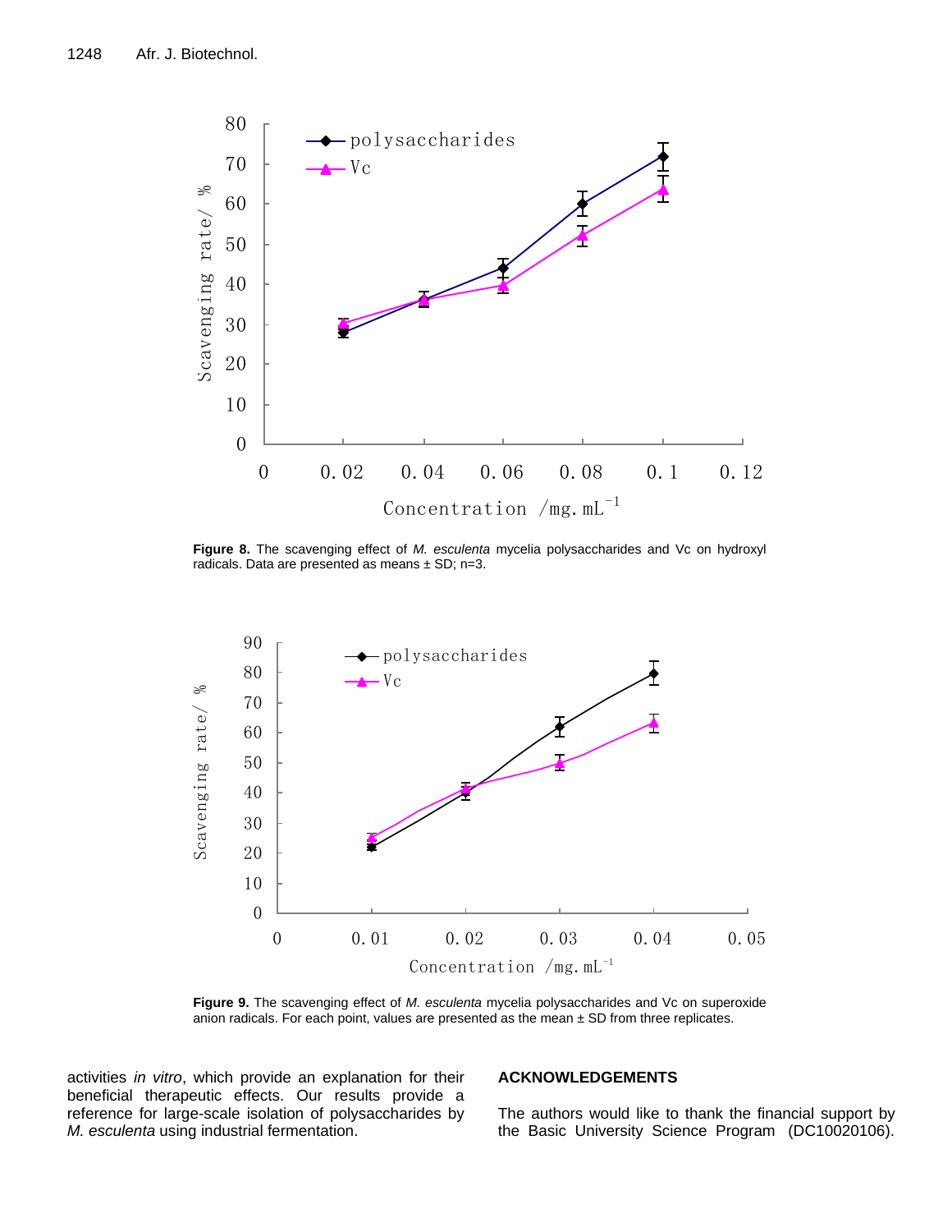**Figure 8.** The scavenging effect of *M. esculenta* mycelia polysaccharides and Vc on hydroxyl radicals. Data are presented as means ± SD; n=3.

**Figure 9.** The scavenging effect of *M. esculenta* mycelia polysaccharides and Vc on superoxide anion radicals. For each point, values are presented as the mean ± SD from three replicates.

activities *in vitro*, which provide an explanation for their beneficial therapeutic effects. Our results provide a reference for large-scale isolation of polysaccharides by *M. esculenta* using industrial fermentation.

## ACKNOWLEDGEMENTS

The authors would like to thank the financial support by the Basic University Science Program (DC10020106).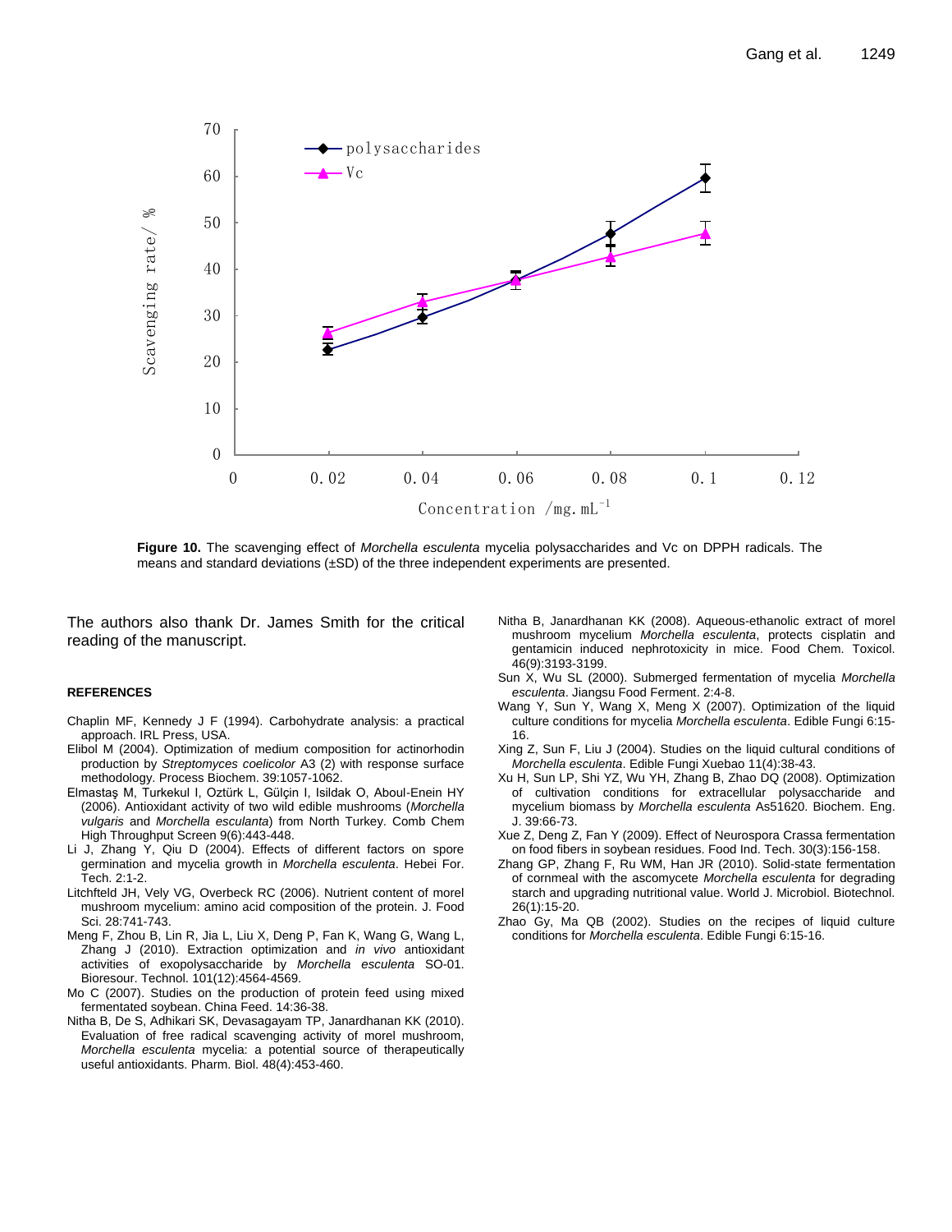70
60
50
40
30
20
10
0

polysaccharides
Vc

Scavenging rate/ %

0
0.02
0.04
0.06
0.08
0.1
0.12

Concentration /mg.mL$^{-1}$

**Figure 10.** The scavenging effect of *Morchella esculenta* mycelia polysaccharides and Vc on DPPH radicals. The means and standard deviations (±SD) of the three independent experiments are presented.

The authors also thank Dr. James Smith for the critical reading of the manuscript.

## REFERENCES

Chaplin MF, Kennedy J F (1994). Carbohydrate analysis: a practical approach. IRL Press, USA.

Elibol M (2004). Optimization of medium composition for actinorhodin production by *Streptomyces coelicolor* A3 (2) with response surface methodology. Process Biochem. 39:1057-1062.

Elmastaş M, Turkekul I, Oztürk L, Gülçin I, Isildak O, Aboul-Enein HY (2006). Antioxidant activity of two wild edible mushrooms (*Morchella vulgaris* and *Morchella esculanta*) from North Turkey. Comb Chem High Throughput Screen 9(6):443-448.

Li J, Zhang Y, Qiu D (2004). Effects of different factors on spore germination and mycelia growth in *Morchella esculenta*. Hebei For. Tech. 2:1-2.

Litchfteld JH, Vely VG, Overbeck RC (2006). Nutrient content of morel mushroom mycelium: amino acid composition of the protein. J. Food Sci. 28:741-743.

Meng F, Zhou B, Lin R, Jia L, Liu X, Deng P, Fan K, Wang G, Wang L, Zhang J (2010). Extraction optimization and *in vivo* antioxidant activities of exopolysaccharide by *Morchella esculenta* SO-01. Bioresour. Technol. 101(12):4564-4569.

Mo C (2007). Studies on the production of protein feed using mixed fermentated soybean. China Feed. 14:36-38.

Nitha B, De S, Adhikari SK, Devasagayam TP, Janardhanan KK (2010). Evaluation of free radical scavenging activity of morel mushroom, *Morchella esculenta* mycelia: a potential source of therapeutically useful antioxidants. Pharm. Biol. 48(4):453-460.

Nitha B, Janardhanan KK (2008). Aqueous-ethanolic extract of morel mushroom mycelium *Morchella esculenta*, protects cisplatin and gentamicin induced nephrotoxicity in mice. Food Chem. Toxicol. 46(9):3193-3199.

Sun X, Wu SL (2000). Submerged fermentation of mycelia *Morchella esculenta*. Jiangsu Food Ferment. 2:4-8.

Wang Y, Sun Y, Wang X, Meng X (2007). Optimization of the liquid culture conditions for mycelia *Morchella esculenta*. Edible Fungi 6:15-16.

Xing Z, Sun F, Liu J (2004). Studies on the liquid cultural conditions of *Morchella esculenta*. Edible Fungi Xuebao 11(4):38-43.

Xu H, Sun LP, Shi YZ, Wu YH, Zhang B, Zhao DQ (2008). Optimization of cultivation conditions for extracellular polysaccharide and mycelium biomass by *Morchella esculenta* As51620. Biochem. Eng. J. 39:66-73.

Xue Z, Deng Z, Fan Y (2009). Effect of Neurospora Crassa fermentation on food fibers in soybean residues. Food Ind. Tech. 30(3):156-158.

Zhang GP, Zhang F, Ru WM, Han JR (2010). Solid-state fermentation of cornmeal with the ascomycete *Morchella esculenta* for degrading starch and upgrading nutritional value. World J. Microbiol. Biotechnol. 26(1):15-20.

Zhao Gy, Ma QB (2002). Studies on the recipes of liquid culture conditions for *Morchella esculenta*. Edible Fungi 6:15-16.